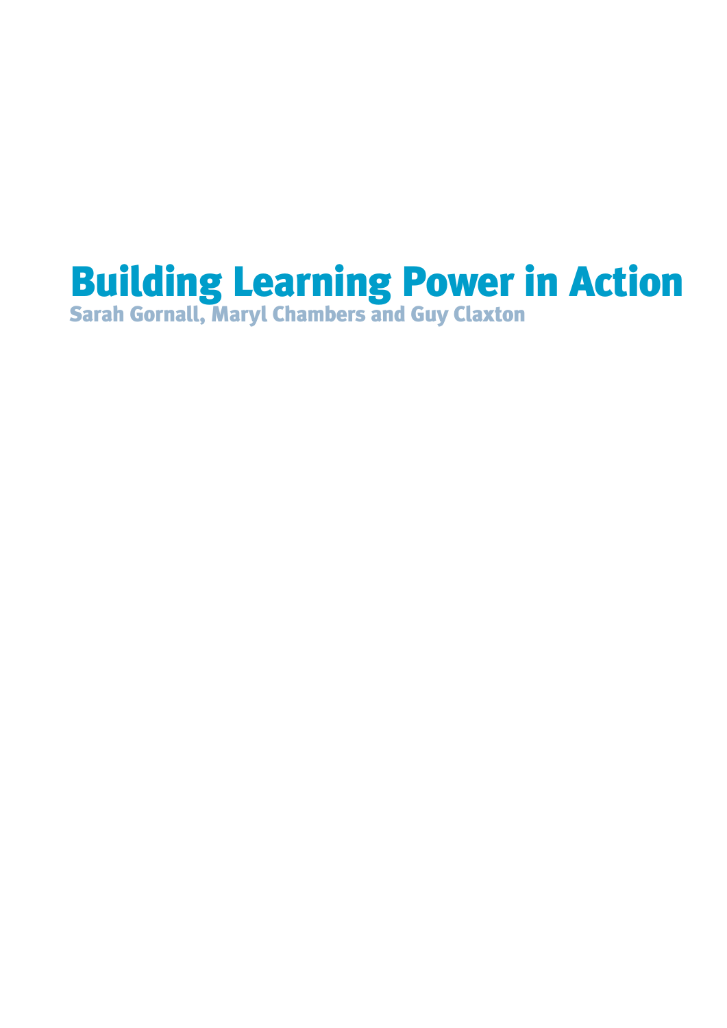# Building Learning Power in Action

**Sarah Gornall, Maryl Chambers and Guy Claxton**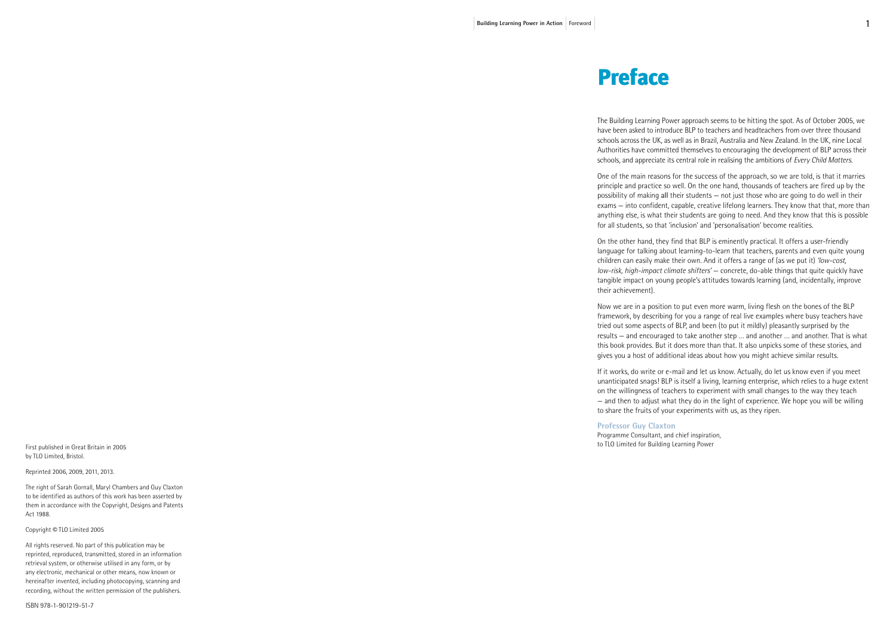First published in Great Britain in 2005
by TLO Limited, Bristol.

Reprinted 2006, 2009, 2011, 2013.

The right of Sarah Gornall, Maryl Chambers and Guy Claxton to be identified as authors of this work has been asserted by them in accordance with the Copyright, Designs and Patents Act 1988.

Copyright © TLO Limited 2005

All rights reserved. No part of this publication may be reprinted, reproduced, transmitted, stored in an information retrieval system, or otherwise utilised in any form, or by any electronic, mechanical or other means, now known or hereinafter invented, including photocopying, scanning and recording, without the written permission of the publishers.

ISBN 978-1-901219-51-7

# Preface

The Building Learning Power approach seems to be hitting the spot. As of October 2005, we have been asked to introduce BLP to teachers and headteachers from over three thousand schools across the UK, as well as in Brazil, Australia and New Zealand. In the UK, nine Local Authorities have committed themselves to encouraging the development of BLP across their schools, and appreciate its central role in realising the ambitions of *Every Child Matters*.

One of the main reasons for the success of the approach, so we are told, is that it marries principle and practice so well. On the one hand, thousands of teachers are fired up by the possibility of making all their students – not just those who are going to do well in their exams – into confident, capable, creative lifelong learners. They know that that, more than anything else, is what their students are going to need. And they know that this is possible for all students, so that 'inclusion' and 'personalisation' become realities.

On the other hand, they find that BLP is eminently practical. It offers a user-friendly language for talking about learning-to-learn that teachers, parents and even quite young children can easily make their own. And it offers a range of (as we put it) *'low-cost, low-risk, high-impact climate shifters'* – concrete, do-able things that quite quickly have tangible impact on young people's attitudes towards learning (and, incidentally, improve their achievement).

Now we are in a position to put even more warm, living flesh on the bones of the BLP framework, by describing for you a range of real live examples where busy teachers have tried out some aspects of BLP, and been (to put it mildly) pleasantly surprised by the results – and encouraged to take another step ... and another ... and another. That is what this book provides. But it does more than that. It also unpicks some of these stories, and gives you a host of additional ideas about how you might achieve similar results.

If it works, do write or e-mail and let us know. Actually, do let us know even if you meet unanticipated snags! BLP is itself a living, learning enterprise, which relies to a huge extent on the willingness of teachers to experiment with small changes to the way they teach – and then to adjust what they do in the light of experience. We hope you will be willing to share the fruits of your experiments with us, as they ripen.

**Professor Guy Claxton**
Programme Consultant, and chief inspiration,
to TLO Limited for Building Learning Power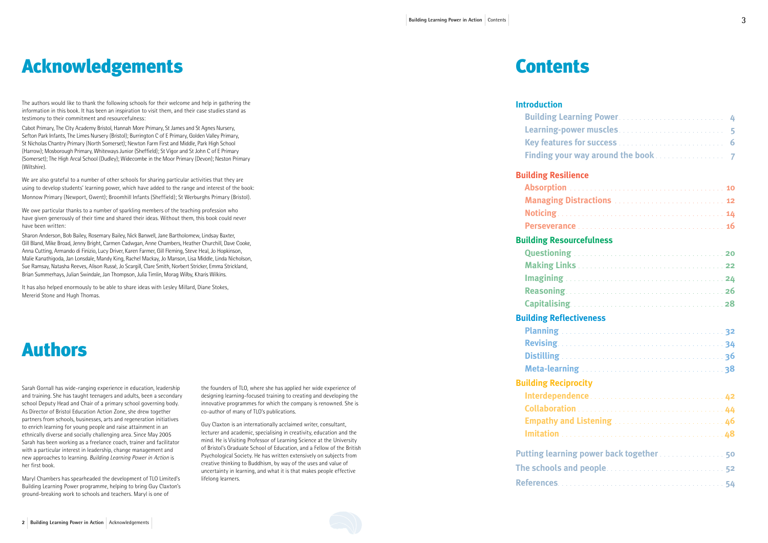# Acknowledgements

The authors would like to thank the following schools for their welcome and help in gathering the information in this book. It has been an inspiration to visit them, and their case studies stand as testimony to their commitment and resourcefulness:

Cabot Primary, The City Academy Bristol, Hannah More Primary, St James and St Agnes Nursery, Sefton Park Infants, The Limes Nursery (Bristol); Burrington C of E Primary, Golden Valley Primary, St Nicholas Chantry Primary (North Somerset); Newton Farm First and Middle, Park High School (Harrow); Mosborough Primary, Whiteways Junior (Sheffield); St Vigor and St John C of E Primary (Somerset); The High Arcal School (Dudley); Widecombe in the Moor Primary (Devon); Neston Primary (Wiltshire).

We are also grateful to a number of other schools for sharing particular activities that they are using to develop students' learning power, which have added to the range and interest of the book: Monnow Primary (Newport, Gwent); Broomhill Infants (Sheffield); St Werburghs Primary (Bristol).

We owe particular thanks to a number of sparkling members of the teaching profession who have given generously of their time and shared their ideas. Without them, this book could never have been written:

Sharon Anderson, Bob Bailey, Rosemary Bailey, Nick Banwell, Jane Bartholomew, Lindsay Baxter, Gill Bland, Mike Broad, Jenny Bright, Carmen Cadwgan, Anne Chambers, Heather Churchill, Dave Cooke, Anna Cutting, Armando di Finizio, Lucy Driver, Karen Farmer, Gill Fleming, Steve Heal, Jo Hopkinson, Malie Kanathigoda, Jan Lonsdale, Mandy King, Rachel Mackay, Jo Manson, Lisa Middle, Linda Nicholson, Sue Ramsay, Natasha Reeves, Alison Russé, Jo Scargill, Clare Smith, Norbert Stricker, Emma Strickland, Brian Summerhays, Julian Swindale, Jan Thompson, Julia Timlin, Morag Wilby, Kharis Wilkins.

It has also helped enormously to be able to share ideas with Lesley Millard, Diane Stokes, Mererid Stone and Hugh Thomas.

# Authors

Sarah Gornall has wide-ranging experience in education, leadership and training. She has taught teenagers and adults, been a secondary school Deputy Head and Chair of a primary school governing body. As Director of Bristol Education Action Zone, she drew together partners from schools, businesses, arts and regeneration initiatives to enrich learning for young people and raise attainment in an ethnically diverse and socially challenging area. Since May 2005 Sarah has been working as a freelance coach, trainer and facilitator with a particular interest in leadership, change management and new approaches to learning. *Building Learning Power in Action* is her first book.

Maryl Chambers has spearheaded the development of TLO Limited's Building Learning Power programme, helping to bring Guy Claxton's ground-breaking work to schools and teachers. Maryl is one of the founders of TLO, where she has applied her wide experience of designing learning-focused training to creating and developing the innovative programmes for which the company is renowned. She is co-author of many of TLO's publications.

Guy Claxton is an internationally acclaimed writer, consultant, lecturer and academic, specialising in creativity, education and the mind. He is Visiting Professor of Learning Science at the University of Bristol's Graduate School of Education, and a Fellow of the British Psychological Society. He has written extensively on subjects from creative thinking to Buddhism, by way of the uses and value of uncertainty in learning, and what it is that makes people effective lifelong learners.

# Contents

## Introduction

- Building Learning Power ........ 4
- Learning-power muscles ........ 5
- Key features for success ........ 6
- Finding your way around the book ........ 7

## Building Resilience

- Absorption ........ 10
- Managing Distractions ........ 12
- Noticing ........ 14
- Perseverance ........ 16

## Building Resourcefulness

- Questioning ........ 20
- Making Links ........ 22
- Imagining ........ 24
- Reasoning ........ 26
- Capitalising ........ 28

## Building Reflectiveness

- Planning ........ 32
- Revising ........ 34
- Distilling ........ 36
- Meta-learning ........ 38

## Building Reciprocity

- Interdependence ........ 42
- Collaboration ........ 44
- Empathy and Listening ........ 46
- Imitation ........ 48

Putting learning power back together ........ 50

The schools and people ........ 52

References ........ 54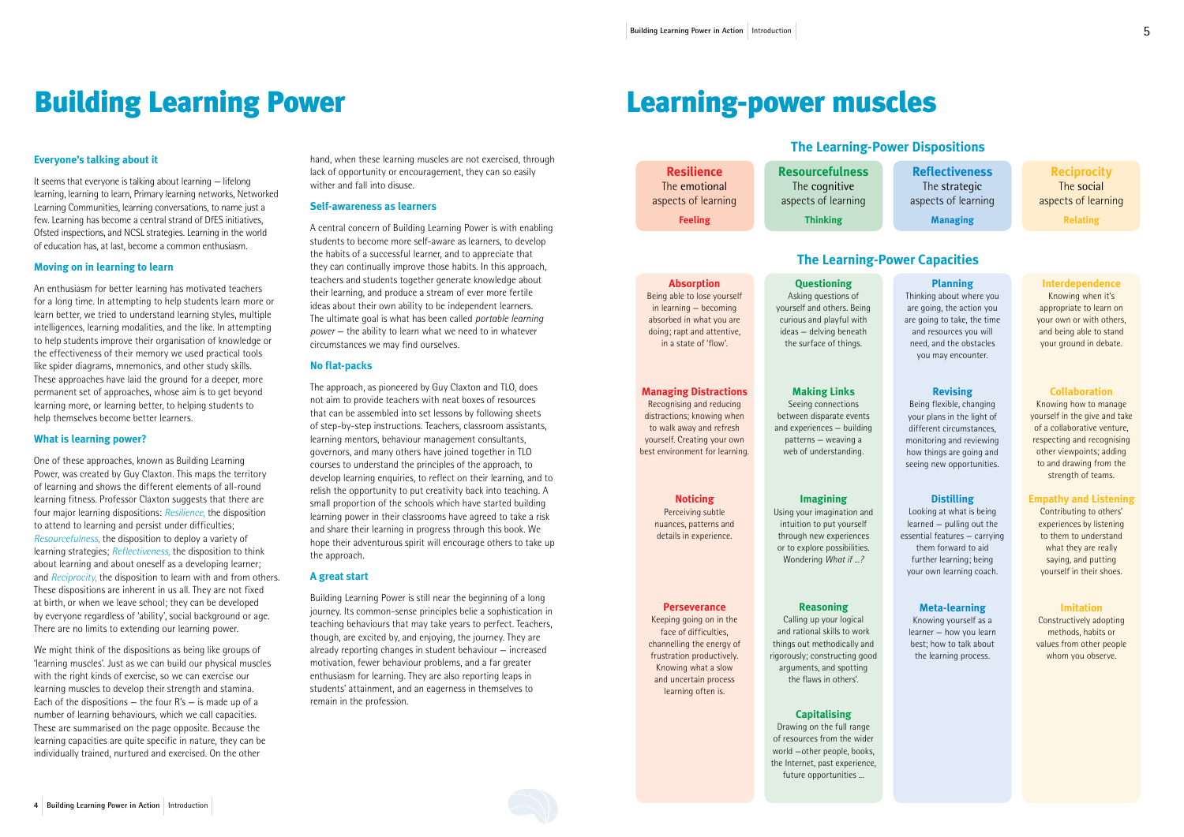# Building Learning Power

### Everyone's talking about it

It seems that everyone is talking about learning – lifelong learning, learning to learn, Primary learning networks, Networked Learning Communities, learning conversations, to name just a few. Learning has become a central strand of DfES initiatives, Ofsted inspections, and NCSL strategies. Learning in the world of education has, at last, become a common enthusiasm.

### Moving on in learning to learn

An enthusiasm for better learning has motivated teachers for a long time. In attempting to help students learn more or learn better, we tried to understand learning styles, multiple intelligences, learning modalities, and the like. In attempting to help students improve their organisation of knowledge or the effectiveness of their memory we used practical tools like spider diagrams, mnemonics, and other study skills. These approaches have laid the ground for a deeper, more permanent set of approaches, whose aim is to get beyond learning more, or learning better, to helping students to help themselves become better learners.

### What is learning power?

One of these approaches, known as Building Learning Power, was created by Guy Claxton. This maps the territory of learning and shows the different elements of all-round learning fitness. Professor Claxton suggests that there are four major learning dispositions: *Resilience,* the disposition to attend to learning and persist under difficulties; *Resourcefulness,* the disposition to deploy a variety of learning strategies; *Reflectiveness,* the disposition to think about learning and about oneself as a developing learner; and *Reciprocity,* the disposition to learn with and from others. These dispositions are inherent in us all. They are not fixed at birth, or when we leave school; they can be developed by everyone regardless of 'ability', social background or age. There are no limits to extending our learning power.

We might think of the dispositions as being like groups of 'learning muscles'. Just as we can build our physical muscles with the right kinds of exercise, so we can exercise our learning muscles to develop their strength and stamina. Each of the dispositions – the four R's – is made up of a number of learning behaviours, which we call capacities. These are summarised on the page opposite. Because the learning capacities are quite specific in nature, they can be individually trained, nurtured and exercised. On the other hand, when these learning muscles are not exercised, through lack of opportunity or encouragement, they can so easily wither and fall into disuse.

### Self-awareness as learners

A central concern of Building Learning Power is with enabling students to become more self-aware as learners, to develop the habits of a successful learner, and to appreciate that they can continually improve those habits. In this approach, teachers and students together generate knowledge about their learning, and produce a stream of ever more fertile ideas about their own ability to be independent learners. The ultimate goal is what has been called *portable learning power* – the ability to learn what we need to in whatever circumstances we may find ourselves.

### No flat-packs

The approach, as pioneered by Guy Claxton and TLO, does not aim to provide teachers with neat boxes of resources that can be assembled into set lessons by following sheets of step-by-step instructions. Teachers, classroom assistants, learning mentors, behaviour management consultants, governors, and many others have joined together in TLO courses to understand the principles of the approach, to develop learning enquiries, to reflect on their learning, and to relish the opportunity to put creativity back into teaching. A small proportion of the schools which have started building learning power in their classrooms have agreed to take a risk and share their learning in progress through this book. We hope their adventurous spirit will encourage others to take up the approach.

### A great start

Building Learning Power is still near the beginning of a long journey. Its common-sense principles belie a sophistication in teaching behaviours that may take years to perfect. Teachers, though, are excited by, and enjoying, the journey. They are already reporting changes in student behaviour – increased motivation, fewer behaviour problems, and a far greater enthusiasm for learning. They are also reporting leaps in students' attainment, and an eagerness in themselves to remain in the profession.

# Learning-power muscles

## The Learning-Power Dispositions

| Resilience | Resourcefulness | Reflectiveness | Reciprocity |
|---|---|---|---|
| The emotional aspects of learning | The cognitive aspects of learning | The strategic aspects of learning | The social aspects of learning |
| **Feeling** | **Thinking** | **Managing** | **Relating** |

## The Learning-Power Capacities

| Resilience | Resourcefulness | Reflectiveness | Reciprocity |
|---|---|---|---|
| **Absorption** Being able to lose yourself in learning – becoming absorbed in what you are doing; rapt and attentive, in a state of 'flow'. | **Questioning** Asking questions of yourself and others. Being curious and playful with ideas – delving beneath the surface of things. | **Planning** Thinking about where you are going, the action you are going to take, the time and resources you will need, and the obstacles you may encounter. | **Interdependence** Knowing when it's appropriate to learn on your own or with others, and being able to stand your ground in debate. |
| **Managing Distractions** Recognising and reducing distractions; knowing when to walk away and refresh yourself. Creating your own best environment for learning. | **Making Links** Seeing connections between disparate events and experiences – building patterns – weaving a web of understanding. | **Revising** Being flexible, changing your plans in the light of different circumstances, monitoring and reviewing how things are going and seeing new opportunities. | **Collaboration** Knowing how to manage yourself in the give and take of a collaborative venture, respecting and recognising other viewpoints; adding to and drawing from the strength of teams. |
| **Noticing** Perceiving subtle nuances, patterns and details in experience. | **Imagining** Using your imagination and intuition to put yourself through new experiences or to explore possibilities. Wondering *What if ...?* | **Distilling** Looking at what is being learned – pulling out the essential features – carrying them forward to aid further learning; being your own learning coach. | **Empathy and Listening** Contributing to others' experiences by listening to them to understand what they are really saying, and putting yourself in their shoes. |
| **Perseverance** Keeping going on in the face of difficulties, channelling the energy of frustration productively. Knowing what a slow and uncertain process learning often is. | **Reasoning** Calling up your logical and rational skills to work things out methodically and rigorously; constructing good arguments, and spotting the flaws in others'. | **Meta-learning** Knowing yourself as a learner – how you learn best; how to talk about the learning process. | **Imitation** Constructively adopting methods, habits or values from other people whom you observe. |
| | **Capitalising** Drawing on the full range of resources from the wider world –other people, books, the Internet, past experience, future opportunities ... | | |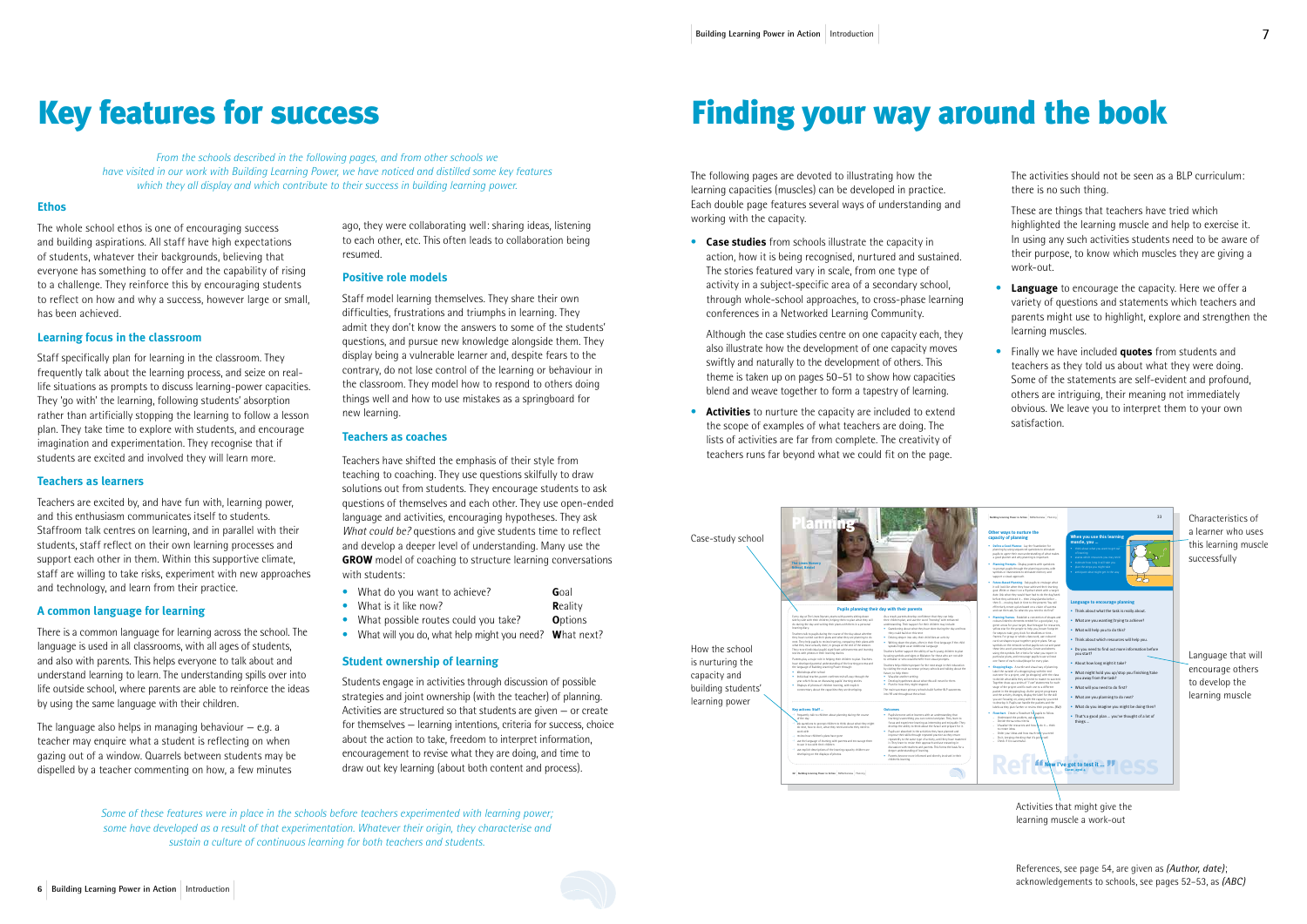# Key features for success

*From the schools described in the following pages, and from other schools we have visited in our work with Building Learning Power, we have noticed and distilled some key features which they all display and which contribute to their success in building learning power.*

## Ethos

The whole school ethos is one of encouraging success and building aspirations. All staff have high expectations of students, whatever their backgrounds, believing that everyone has something to offer and the capability of rising to a challenge. They reinforce this by encouraging students to reflect on how and why a success, however large or small, has been achieved.

## Learning focus in the classroom

Staff specifically plan for learning in the classroom. They frequently talk about the learning process, and seize on real-life situations as prompts to discuss learning-power capacities. They 'go with' the learning, following students' absorption rather than artificially stopping the learning to follow a lesson plan. They take time to explore with students, and encourage imagination and experimentation. They recognise that if students are excited and involved they will learn more.

## Teachers as learners

Teachers are excited by, and have fun with, learning power, and this enthusiasm communicates itself to students. Staffroom talk centres on learning, and in parallel with their students, staff reflect on their own learning processes and support each other in them. Within this supportive climate, staff are willing to take risks, experiment with new approaches and technology, and learn from their practice.

## A common language for learning

There is a common language for learning across the school. The language is used in all classrooms, with all ages of students, and also with parents. This helps everyone to talk about and understand learning to learn. The understanding spills over into life outside school, where parents are able to reinforce the ideas by using the same language with their children.

The language also helps in managing behaviour – e.g. a teacher may enquire what a student is reflecting on when gazing out of a window. Quarrels between students may be dispelled by a teacher commenting on how, a few minutes ago, they were collaborating well: sharing ideas, listening to each other, etc. This often leads to collaboration being resumed.

## Positive role models

Staff model learning themselves. They share their own difficulties, frustrations and triumphs in learning. They admit they don't know the answers to some of the students' questions, and pursue new knowledge alongside them. They display being a vulnerable learner and, despite fears to the contrary, do not lose control of the learning or behaviour in the classroom. They model how to respond to others doing things well and how to use mistakes as a springboard for new learning.

## Teachers as coaches

Teachers have shifted the emphasis of their style from teaching to coaching. They use questions skilfully to draw solutions out from students. They encourage students to ask questions of themselves and each other. They use open-ended language and activities, encouraging hypotheses. They ask *What could be?* questions and give students time to reflect and develop a deeper level of understanding. Many use the **GROW** model of coaching to structure learning conversations with students:

- What do you want to achieve? — **G**oal
- What is it like now? — **R**eality
- What possible routes could you take? — **O**ptions
- What will you do, what help might you need? — **W**hat next?

## Student ownership of learning

Students engage in activities through discussion of possible strategies and joint ownership (with the teacher) of planning. Activities are structured so that students are given – or create for themselves – learning intentions, criteria for success, choice about the action to take, freedom to interpret information, encouragement to revise what they are doing, and time to draw out key learning (about both content and process).

*Some of these features were in place in the schools before teachers experimented with learning power; some have developed as a result of that experimentation. Whatever their origin, they characterise and sustain a culture of continuous learning for both teachers and students.*

# Finding your way around the book

The following pages are devoted to illustrating how the learning capacities (muscles) can be developed in practice. Each double page features several ways of understanding and working with the capacity.

- **Case studies** from schools illustrate the capacity in action, how it is being recognised, nurtured and sustained. The stories featured vary in scale, from one type of activity in a subject-specific area of a secondary school, through whole-school approaches, to cross-phase learning conferences in a Networked Learning Community.

  Although the case studies centre on one capacity each, they also illustrate how the development of one capacity moves swiftly and naturally to the development of others. This theme is taken up on pages 50–51 to show how capacities blend and weave together to form a tapestry of learning.

- **Activities** to nurture the capacity are included to extend the scope of examples of what teachers are doing. The lists of activities are far from complete. The creativity of teachers runs far beyond what we could fit on the page.

  The activities should not be seen as a BLP curriculum: there is no such thing.

  These are things that teachers have tried which highlighted the learning muscle and help to exercise it. In using any such activities students need to be aware of their purpose, to know which muscles they are giving a work-out.

- **Language** to encourage the capacity. Here we offer a variety of questions and statements which teachers and parents might use to highlight, explore and strengthen the learning muscles.

- Finally we have included **quotes** from students and teachers as they told us about what they were doing. Some of the statements are self-evident and profound, others are intriguing, their meaning not immediately obvious. We leave you to interpret them to your own satisfaction.

Case-study school

How the school is nurturing the capacity and building students' learning power

Characteristics of a learner who uses this learning muscle successfully

Language that will encourage others to develop the learning muscle

Activities that might give the learning muscle a work-out

References, see page 54, are given as *(Author, date)*; acknowledgements to schools, see pages 52–53, as *(ABC)*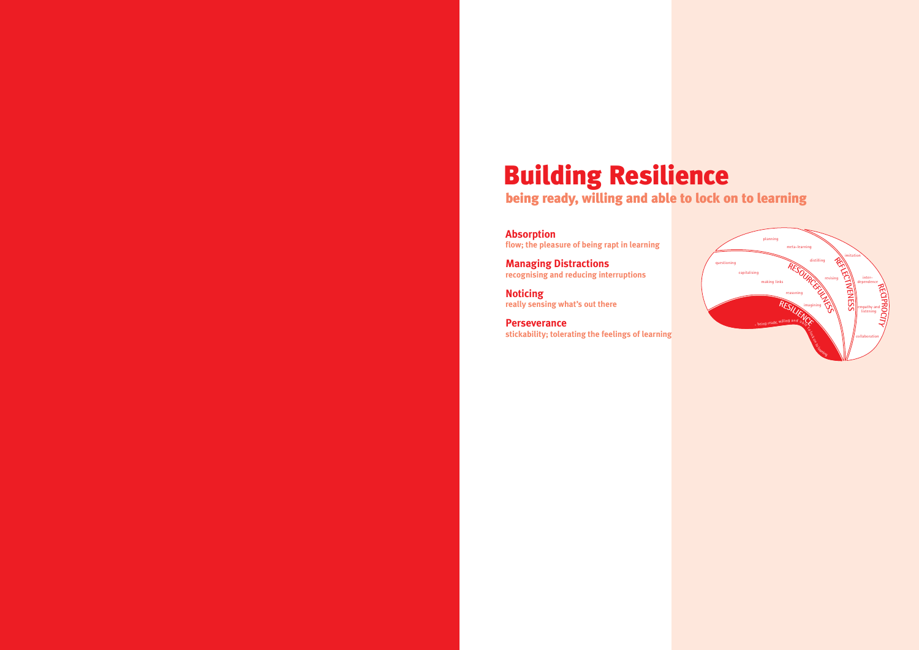# Building Resilience

## being ready, willing and able to lock on to learning

**Absorption**
flow; the pleasure of being rapt in learning

**Managing Distractions**
recognising and reducing interruptions

**Noticing**
really sensing what's out there

**Perseverance**
stickability; tolerating the feelings of learning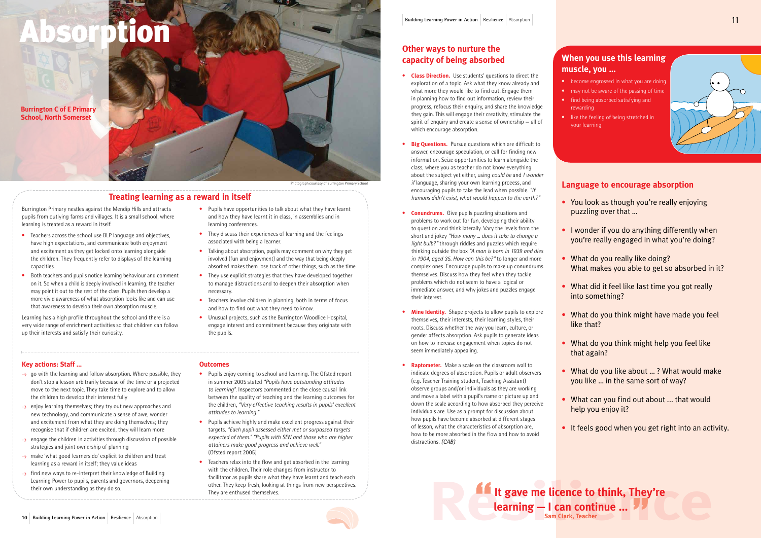# Absorption

**Burrington C of E Primary School, North Somerset**

Photograph courtesy of Burrington Primary School

## Treating learning as a reward in itself

Burrington Primary nestles against the Mendip Hills and attracts pupils from outlying farms and villages. It is a small school, where learning is treated as a reward in itself.

- Teachers across the school use BLP language and objectives, have high expectations, and communicate both enjoyment and excitement as they get locked onto learning alongside the children. They frequently refer to displays of the learning capacities.
- Both teachers and pupils notice learning behaviour and comment on it. So when a child is deeply involved in learning, the teacher may point it out to the rest of the class. Pupils then develop a more vivid awareness of what absorption looks like and can use that awareness to develop their own absorption muscle.

Learning has a high profile throughout the school and there is a very wide range of enrichment activities so that children can follow up their interests and satisfy their curiosity.

- Pupils have opportunities to talk about what they have learnt and how they have learnt it in class, in assemblies and in learning conferences.
- They discuss their experiences of learning and the feelings associated with being a learner.
- Talking about absorption, pupils may comment on why they get involved (fun and enjoyment) and the way that being deeply absorbed makes them lose track of other things, such as the time.
- They use explicit strategies that they have developed together to manage distractions and to deepen their absorption when necessary.
- Teachers involve children in planning, both in terms of focus and how to find out what they need to know.
- Unusual projects, such as the Burrington Woodlice Hospital, engage interest and commitment because they originate with the pupils.

### Key actions: Staff ...

- go with the learning and follow absorption. Where possible, they don't stop a lesson arbitrarily because of the time or a projected move to the next topic. They take time to explore and to allow the children to develop their interest fully
- enjoy learning themselves; they try out new approaches and new technology, and communicate a sense of awe, wonder and excitement from what they are doing themselves; they recognise that if children are excited, they will learn more
- engage the children in activities through discussion of possible strategies and joint ownership of planning
- make 'what good learners do' explicit to children and treat learning as a reward in itself; they value ideas
- find new ways to re-interpret their knowledge of Building Learning Power to pupils, parents and governors, deepening their own understanding as they do so.

### Outcomes

- Pupils enjoy coming to school and learning. The Ofsted report in summer 2005 stated *"Pupils have outstanding attitudes to learning"*. Inspectors commented on the close causal link between the quality of teaching and the learning outcomes for the children, *"Very effective teaching results in pupils' excellent attitudes to learning."*
- Pupils achieve highly and make excellent progress against their targets. *"Each pupil assessed either met or surpassed targets expected of them." "Pupils with SEN and those who are higher attainers make good progress and achieve well."* (Ofsted report 2005)
- Teachers relax into the flow and get absorbed in the learning with the children. Their role changes from instructor to facilitator as pupils share what they have learnt and teach each other. They keep fresh, looking at things from new perspectives. They are enthused themselves.

## Other ways to nurture the capacity of being absorbed

- **Class Direction.** Use students' questions to direct the exploration of a topic. Ask what they know already and what more they would like to find out. Engage them in planning how to find out information, review their progress, refocus their enquiry, and share the knowledge they gain. This will engage their creativity, stimulate the spirit of enquiry and create a sense of ownership – all of which encourage absorption.
- **Big Questions.** Pursue questions which are difficult to answer, encourage speculation, or call for finding new information. Seize opportunities to learn alongside the class, where you as teacher do not know everything about the subject yet either, using *could be* and *I wonder if* language, sharing your own learning process, and encouraging pupils to take the lead when possible. *"If humans didn't exist, what would happen to the earth?"*
- **Conundrums.** Give pupils puzzling situations and problems to work out for fun, developing their ability to question and think laterally. Vary the levels from the short and jokey *"How many ... does it take to change a light bulb?"* through riddles and puzzles which require thinking outside the box *"A man is born in 1939 and dies in 1904, aged 35. How can this be?"* to longer and more complex ones. Encourage pupils to make up conundrums themselves. Discuss how they feel when they tackle problems which do not seem to have a logical or immediate answer, and why jokes and puzzles engage their interest.
- **Mine Identity.** Shape projects to allow pupils to explore themselves, their interests, their learning styles, their roots. Discuss whether the way you learn, culture, or gender affects absorption. Ask pupils to generate ideas on how to increase engagement when topics do not seem immediately appealing.
- **Raptometer.** Make a scale on the classroom wall to indicate degrees of absorption. Pupils or adult observers (e.g. Teacher Training student, Teaching Assistant) observe groups and/or individuals as they are working and move a label with a pupil's name or picture up and down the scale according to how absorbed they perceive individuals are. Use as a prompt for discussion about how pupils have become absorbed at different stages of lesson, what the characteristics of absorption are, how to be more absorbed in the flow and how to avoid distractions. *(CAB)*

## When you use this learning muscle, you ...

- become engrossed in what you are doing
- may not be aware of the passing of time
- find being absorbed satisfying and rewarding
- like the feeling of being stretched in your learning

## Language to encourage absorption

- You look as though you're really enjoying puzzling over that ...
- I wonder if you do anything differently when you're really engaged in what you're doing?
- What do you really like doing? What makes you able to get so absorbed in it?
- What did it feel like last time you got really into something?
- What do you think might have made you feel like that?
- What do you think might help you feel like that again?
- What do you like about ... ? What would make you like ... in the same sort of way?
- What can you find out about ... that would help you enjoy it?
- It feels good when you get right into an activity.

**"It gave me licence to think. They're learning – I can continue ..."**
**Sam Clark, Teacher**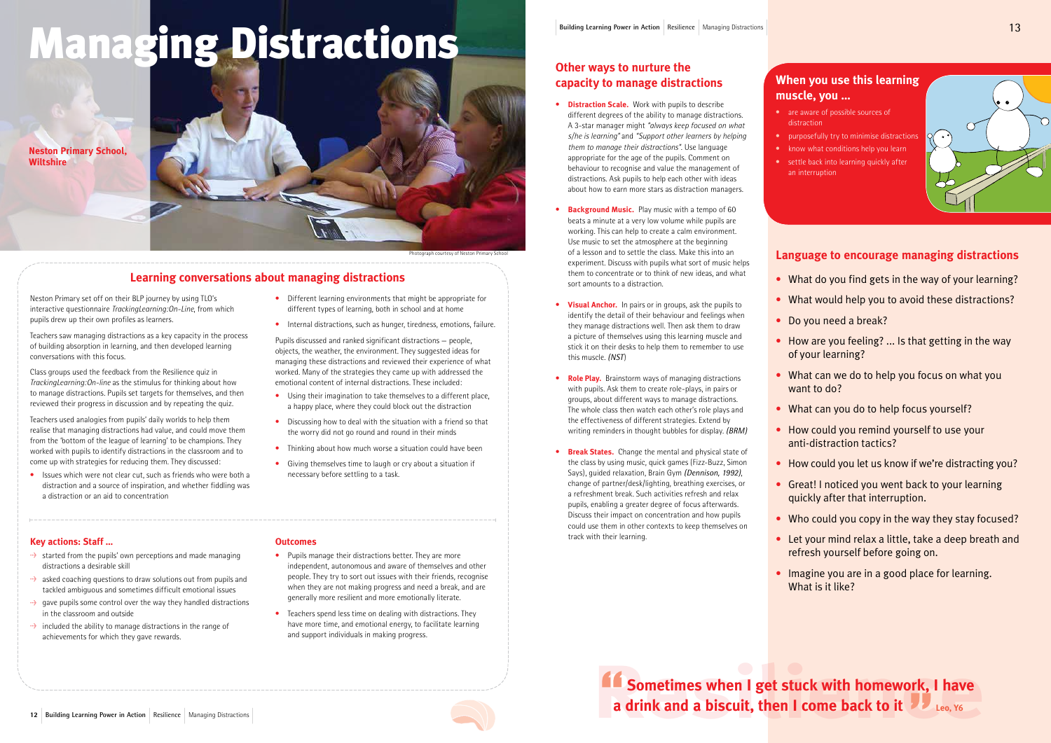# Managing Distractions

**Neston Primary School, Wiltshire**

Photograph courtesy of Neston Primary School

## Learning conversations about managing distractions

Neston Primary set off on their BLP journey by using TLO's interactive questionnaire *TrackingLearning:On-Line*, from which pupils drew up their own profiles as learners.

Teachers saw managing distractions as a key capacity in the process of building absorption in learning, and then developed learning conversations with this focus.

Class groups used the feedback from the Resilience quiz in *TrackingLearning:On-line* as the stimulus for thinking about how to manage distractions. Pupils set targets for themselves, and then reviewed their progress in discussion and by repeating the quiz.

Teachers used analogies from pupils' daily worlds to help them realise that managing distractions had value, and could move them from the 'bottom of the league of learning' to be champions. They worked with pupils to identify distractions in the classroom and to come up with strategies for reducing them. They discussed:

- Issues which were not clear cut, such as friends who were both a distraction and a source of inspiration, and whether fiddling was a distraction or an aid to concentration
- Different learning environments that might be appropriate for different types of learning, both in school and at home
- Internal distractions, such as hunger, tiredness, emotions, failure.

Pupils discussed and ranked significant distractions – people, objects, the weather, the environment. They suggested ideas for managing these distractions and reviewed their experience of what worked. Many of the strategies they came up with addressed the emotional content of internal distractions. These included:

- Using their imagination to take themselves to a different place, a happy place, where they could block out the distraction
- Discussing how to deal with the situation with a friend so that the worry did not go round and round in their minds
- Thinking about how much worse a situation could have been
- Giving themselves time to laugh or cry about a situation if necessary before settling to a task.

### Key actions: Staff ...

- → started from the pupils' own perceptions and made managing distractions a desirable skill
- → asked coaching questions to draw solutions out from pupils and tackled ambiguous and sometimes difficult emotional issues
- → gave pupils some control over the way they handled distractions in the classroom and outside
- → included the ability to manage distractions in the range of achievements for which they gave rewards.

### Outcomes

- Pupils manage their distractions better. They are more independent, autonomous and aware of themselves and other people. They try to sort out issues with their friends, recognise when they are not making progress and need a break, and are generally more resilient and more emotionally literate.
- Teachers spend less time on dealing with distractions. They have more time, and emotional energy, to facilitate learning and support individuals in making progress.

## Other ways to nurture the capacity to manage distractions

- **Distraction Scale.** Work with pupils to describe different degrees of the ability to manage distractions. A 3-star manager might *"always keep focused on what s/he is learning"* and *"Support other learners by helping them to manage their distractions"*. Use language appropriate for the age of the pupils. Comment on behaviour to recognise and value the management of distractions. Ask pupils to help each other with ideas about how to earn more stars as distraction managers.
- **Background Music.** Play music with a tempo of 60 beats a minute at a very low volume while pupils are working. This can help to create a calm environment. Use music to set the atmosphere at the beginning of a lesson and to settle the class. Make this into an experiment. Discuss with pupils what sort of music helps them to concentrate or to think of new ideas, and what sort amounts to a distraction.
- **Visual Anchor.** In pairs or in groups, ask the pupils to identify the detail of their behaviour and feelings when they manage distractions well. Then ask them to draw a picture of themselves using this learning muscle and stick it on their desks to help them to remember to use this muscle. *(NST)*
- **Role Play.** Brainstorm ways of managing distractions with pupils. Ask them to create role-plays, in pairs or groups, about different ways to manage distractions. The whole class then watch each other's role plays and the effectiveness of different strategies. Extend by writing reminders in thought bubbles for display. *(BRM)*
- **Break States.** Change the mental and physical state of the class by using music, quick games (Fizz-Buzz, Simon Says), guided relaxation, Brain Gym *(Dennison, 1992)*, change of partner/desk/lighting, breathing exercises, or a refreshment break. Such activities refresh and relax pupils, enabling a greater degree of focus afterwards. Discuss their impact on concentration and how pupils could use them in other contexts to keep themselves on track with their learning.

## When you use this learning muscle, you ...

- are aware of possible sources of distraction
- purposefully try to minimise distractions
- know what conditions help you learn
- settle back into learning quickly after an interruption

## Language to encourage managing distractions

- What do you find gets in the way of your learning?
- What would help you to avoid these distractions?
- Do you need a break?
- How are you feeling? ... Is that getting in the way of your learning?
- What can we do to help you focus on what you want to do?
- What can you do to help focus yourself?
- How could you remind yourself to use your anti-distraction tactics?
- How could you let us know if we're distracting you?
- Great! I noticed you went back to your learning quickly after that interruption.
- Who could you copy in the way they stay focused?
- Let your mind relax a little, take a deep breath and refresh yourself before going on.
- Imagine you are in a good place for learning. What is it like?

**"Sometimes when I get stuck with homework, I have a drink and a biscuit, then I come back to it"** Leo, Y6